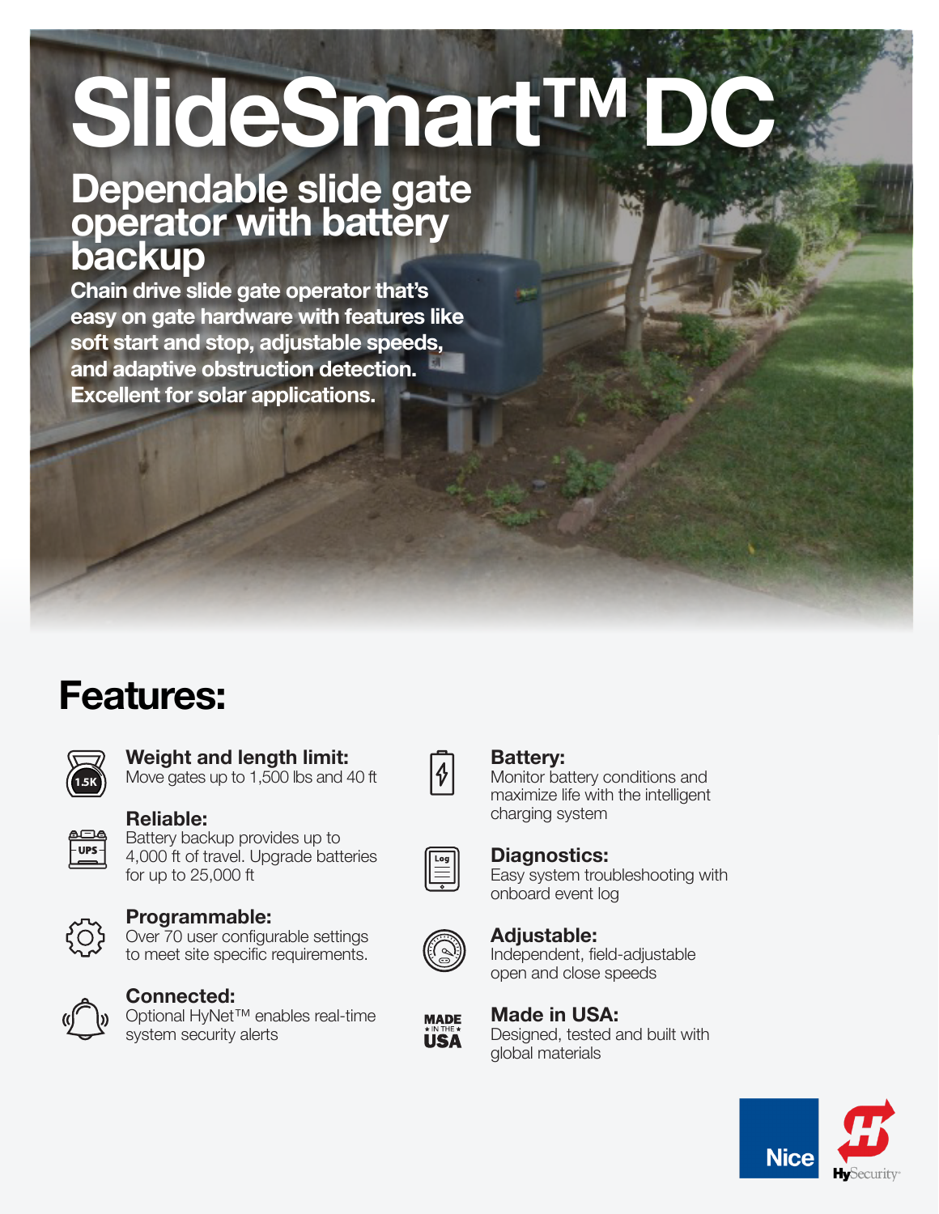# SlideSmart™ DC

## Dependable slide gate operator with battery backup

**Chain drive slide gate operator that's easy on gate hardware with features like soft start and stop, adjustable speeds, and adaptive obstruction detection. Excellent for solar applications.**

## Features:

**Weight and length limit:**
Move gates up to 1,500 lbs and 40 ft

**Reliable:**
Battery backup provides up to 4,000 ft of travel. Upgrade batteries for up to 25,000 ft

**Programmable:**
Over 70 user configurable settings to meet site specific requirements.

**Connected:**
Optional HyNet™ enables real-time system security alerts

**Battery:**
Monitor battery conditions and maximize life with the intelligent charging system

**Diagnostics:**
Easy system troubleshooting with onboard event log

**Adjustable:**
Independent, field-adjustable open and close speeds

**Made in USA:**
Designed, tested and built with global materials

Nice HySecurity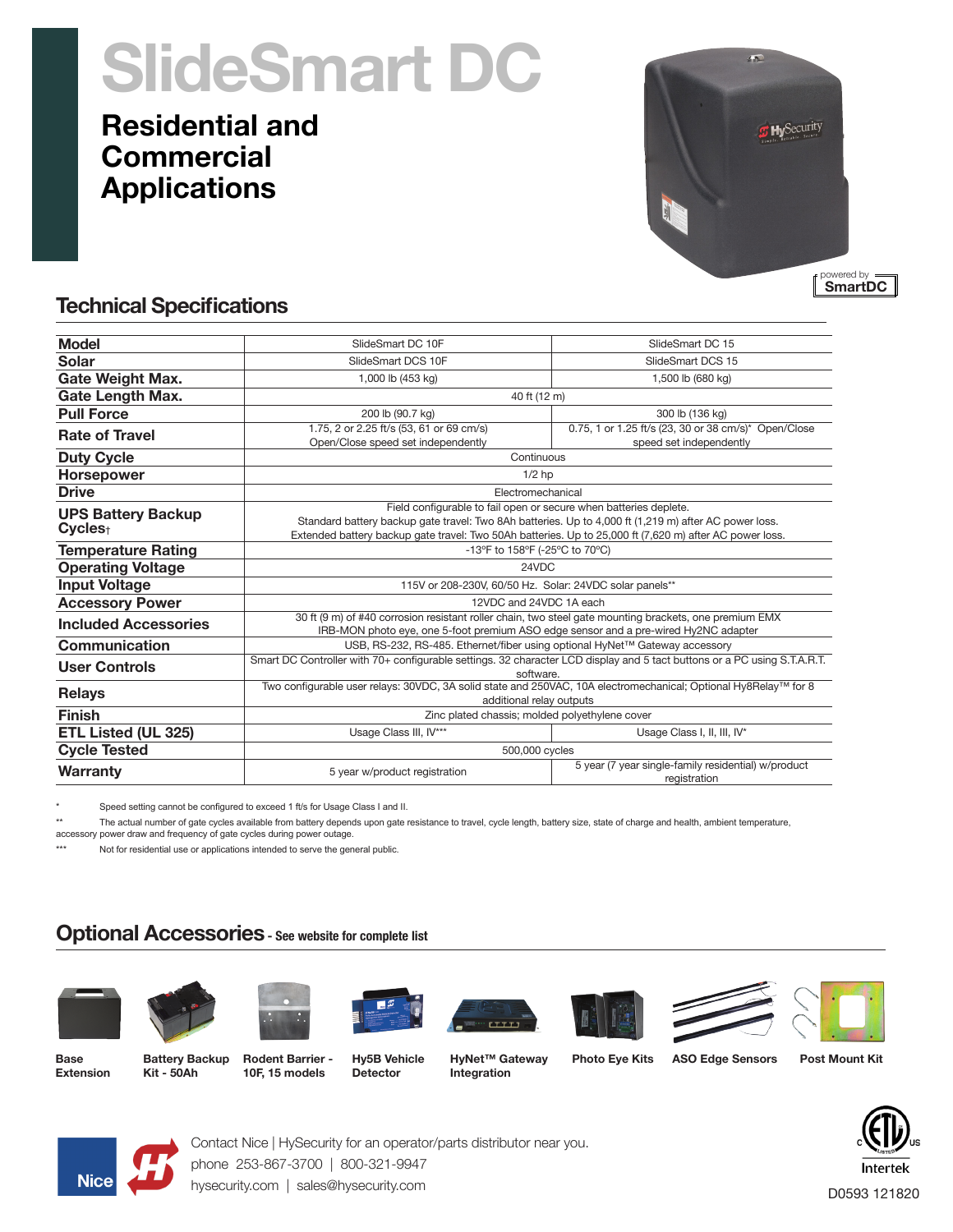# SlideSmart DC

## Residential and Commercial Applications

powered by **SmartDC**

## Technical Specifications

| | | |
|---|---|---|
| **Model** | SlideSmart DC 10F | SlideSmart DC 15 |
| **Solar** | SlideSmart DCS 10F | SlideSmart DCS 15 |
| **Gate Weight Max.** | 1,000 lb (453 kg) | 1,500 lb (680 kg) |
| **Gate Length Max.** | 40 ft (12 m) | |
| **Pull Force** | 200 lb (90.7 kg) | 300 lb (136 kg) |
| **Rate of Travel** | 1.75, 2 or 2.25 ft/s (53, 61 or 69 cm/s) Open/Close speed set independently | 0.75, 1 or 1.25 ft/s (23, 30 or 38 cm/s)* Open/Close speed set independently |
| **Duty Cycle** | Continuous | |
| **Horsepower** | 1/2 hp | |
| **Drive** | Electromechanical | |
| **UPS Battery Backup Cycles†** | Field configurable to fail open or secure when batteries deplete. Standard battery backup gate travel: Two 8Ah batteries. Up to 4,000 ft (1,219 m) after AC power loss. Extended battery backup gate travel: Two 50Ah batteries. Up to 25,000 ft (7,620 m) after AC power loss. | |
| **Temperature Rating** | -13ºF to 158ºF (-25ºC to 70ºC) | |
| **Operating Voltage** | 24VDC | |
| **Input Voltage** | 115V or 208-230V, 60/50 Hz. Solar: 24VDC solar panels** | |
| **Accessory Power** | 12VDC and 24VDC 1A each | |
| **Included Accessories** | 30 ft (9 m) of #40 corrosion resistant roller chain, two steel gate mounting brackets, one premium EMX IRB-MON photo eye, one 5-foot premium ASO edge sensor and a pre-wired Hy2NC adapter | |
| **Communication** | USB, RS-232, RS-485. Ethernet/fiber using optional HyNet™ Gateway accessory | |
| **User Controls** | Smart DC Controller with 70+ configurable settings. 32 character LCD display and 5 tact buttons or a PC using S.T.A.R.T. software. | |
| **Relays** | Two configurable user relays: 30VDC, 3A solid state and 250VAC, 10A electromechanical; Optional Hy8Relay™ for 8 additional relay outputs | |
| **Finish** | Zinc plated chassis; molded polyethylene cover | |
| **ETL Listed (UL 325)** | Usage Class III, IV*** | Usage Class I, II, III, IV* |
| **Cycle Tested** | 500,000 cycles | |
| **Warranty** | 5 year w/product registration | 5 year (7 year single-family residential) w/product registration |

\* Speed setting cannot be configured to exceed 1 ft/s for Usage Class I and II.

\*\* The actual number of gate cycles available from battery depends upon gate resistance to travel, cycle length, battery size, state of charge and health, ambient temperature, accessory power draw and frequency of gate cycles during power outage.

\*\*\* Not for residential use or applications intended to serve the general public.

## Optional Accessories - See website for complete list

- **Base Extension**
- **Battery Backup Kit - 50Ah**
- **Rodent Barrier - 10F, 15 models**
- **Hy5B Vehicle Detector**
- **HyNet™ Gateway Integration**
- **Photo Eye Kits**
- **ASO Edge Sensors**
- **Post Mount Kit**

Contact Nice | HySecurity for an operator/parts distributor near you.
phone 253-867-3700 | 800-321-9947
hysecurity.com | sales@hysecurity.com

Intertek

D0593 121820